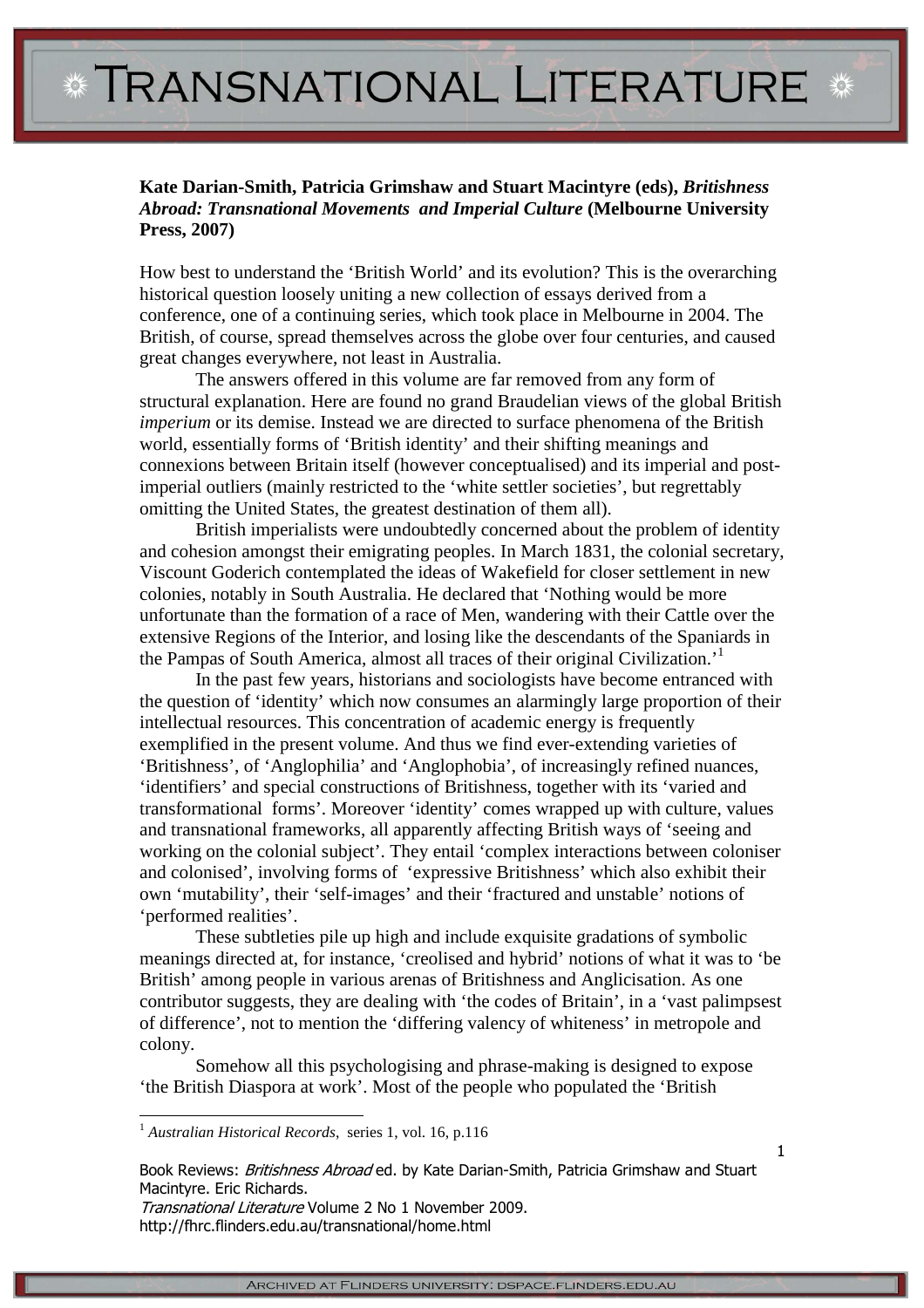**Kate Darian-Smith, Patricia Grimshaw and Stuart Macintyre (eds), *Britishness Abroad: Transnational Movements and Imperial Culture* (Melbourne University Press, 2007)**

How best to understand the 'British World' and its evolution? This is the overarching historical question loosely uniting a new collection of essays derived from a conference, one of a continuing series, which took place in Melbourne in 2004. The British, of course, spread themselves across the globe over four centuries, and caused great changes everywhere, not least in Australia.

The answers offered in this volume are far removed from any form of structural explanation. Here are found no grand Braudelian views of the global British *imperium* or its demise. Instead we are directed to surface phenomena of the British world, essentially forms of 'British identity' and their shifting meanings and connexions between Britain itself (however conceptualised) and its imperial and post-imperial outliers (mainly restricted to the 'white settler societies', but regrettably omitting the United States, the greatest destination of them all).

British imperialists were undoubtedly concerned about the problem of identity and cohesion amongst their emigrating peoples. In March 1831, the colonial secretary, Viscount Goderich contemplated the ideas of Wakefield for closer settlement in new colonies, notably in South Australia. He declared that 'Nothing would be more unfortunate than the formation of a race of Men, wandering with their Cattle over the extensive Regions of the Interior, and losing like the descendants of the Spaniards in the Pampas of South America, almost all traces of their original Civilization.'[1]

In the past few years, historians and sociologists have become entranced with the question of 'identity' which now consumes an alarmingly large proportion of their intellectual resources. This concentration of academic energy is frequently exemplified in the present volume. And thus we find ever-extending varieties of 'Britishness', of 'Anglophilia' and 'Anglophobia', of increasingly refined nuances, 'identifiers' and special constructions of Britishness, together with its 'varied and transformational forms'. Moreover 'identity' comes wrapped up with culture, values and transnational frameworks, all apparently affecting British ways of 'seeing and working on the colonial subject'. They entail 'complex interactions between coloniser and colonised', involving forms of 'expressive Britishness' which also exhibit their own 'mutability', their 'self-images' and their 'fractured and unstable' notions of 'performed realities'.

These subtleties pile up high and include exquisite gradations of symbolic meanings directed at, for instance, 'creolised and hybrid' notions of what it was to 'be British' among people in various arenas of Britishness and Anglicisation. As one contributor suggests, they are dealing with 'the codes of Britain', in a 'vast palimpsest of difference', not to mention the 'differing valency of whiteness' in metropole and colony.

Somehow all this psychologising and phrase-making is designed to expose 'the British Diaspora at work'. Most of the people who populated the 'British

[1] *Australian Historical Records*, series 1, vol. 16, p.116

Book Reviews: *Britishness Abroad* ed. by Kate Darian-Smith, Patricia Grimshaw and Stuart Macintyre. Eric Richards.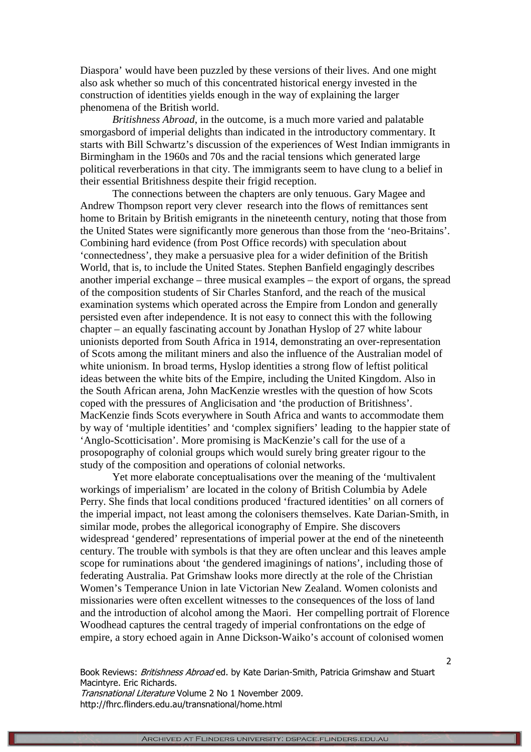Diaspora' would have been puzzled by these versions of their lives. And one might also ask whether so much of this concentrated historical energy invested in the construction of identities yields enough in the way of explaining the larger phenomena of the British world.

*Britishness Abroad*, in the outcome, is a much more varied and palatable smorgasbord of imperial delights than indicated in the introductory commentary. It starts with Bill Schwartz's discussion of the experiences of West Indian immigrants in Birmingham in the 1960s and 70s and the racial tensions which generated large political reverberations in that city. The immigrants seem to have clung to a belief in their essential Britishness despite their frigid reception.

The connections between the chapters are only tenuous. Gary Magee and Andrew Thompson report very clever research into the flows of remittances sent home to Britain by British emigrants in the nineteenth century, noting that those from the United States were significantly more generous than those from the 'neo-Britains'. Combining hard evidence (from Post Office records) with speculation about 'connectedness', they make a persuasive plea for a wider definition of the British World, that is, to include the United States. Stephen Banfield engagingly describes another imperial exchange – three musical examples – the export of organs, the spread of the composition students of Sir Charles Stanford, and the reach of the musical examination systems which operated across the Empire from London and generally persisted even after independence. It is not easy to connect this with the following chapter – an equally fascinating account by Jonathan Hyslop of 27 white labour unionists deported from South Africa in 1914, demonstrating an over-representation of Scots among the militant miners and also the influence of the Australian model of white unionism. In broad terms, Hyslop identities a strong flow of leftist political ideas between the white bits of the Empire, including the United Kingdom. Also in the South African arena, John MacKenzie wrestles with the question of how Scots coped with the pressures of Anglicisation and 'the production of Britishness'. MacKenzie finds Scots everywhere in South Africa and wants to accommodate them by way of 'multiple identities' and 'complex signifiers' leading to the happier state of 'Anglo-Scotticisation'. More promising is MacKenzie's call for the use of a prosopography of colonial groups which would surely bring greater rigour to the study of the composition and operations of colonial networks.

Yet more elaborate conceptualisations over the meaning of the 'multivalent workings of imperialism' are located in the colony of British Columbia by Adele Perry. She finds that local conditions produced 'fractured identities' on all corners of the imperial impact, not least among the colonisers themselves. Kate Darian-Smith, in similar mode, probes the allegorical iconography of Empire. She discovers widespread 'gendered' representations of imperial power at the end of the nineteenth century. The trouble with symbols is that they are often unclear and this leaves ample scope for ruminations about 'the gendered imaginings of nations', including those of federating Australia. Pat Grimshaw looks more directly at the role of the Christian Women's Temperance Union in late Victorian New Zealand. Women colonists and missionaries were often excellent witnesses to the consequences of the loss of land and the introduction of alcohol among the Maori. Her compelling portrait of Florence Woodhead captures the central tragedy of imperial confrontations on the edge of empire, a story echoed again in Anne Dickson-Waiko's account of colonised women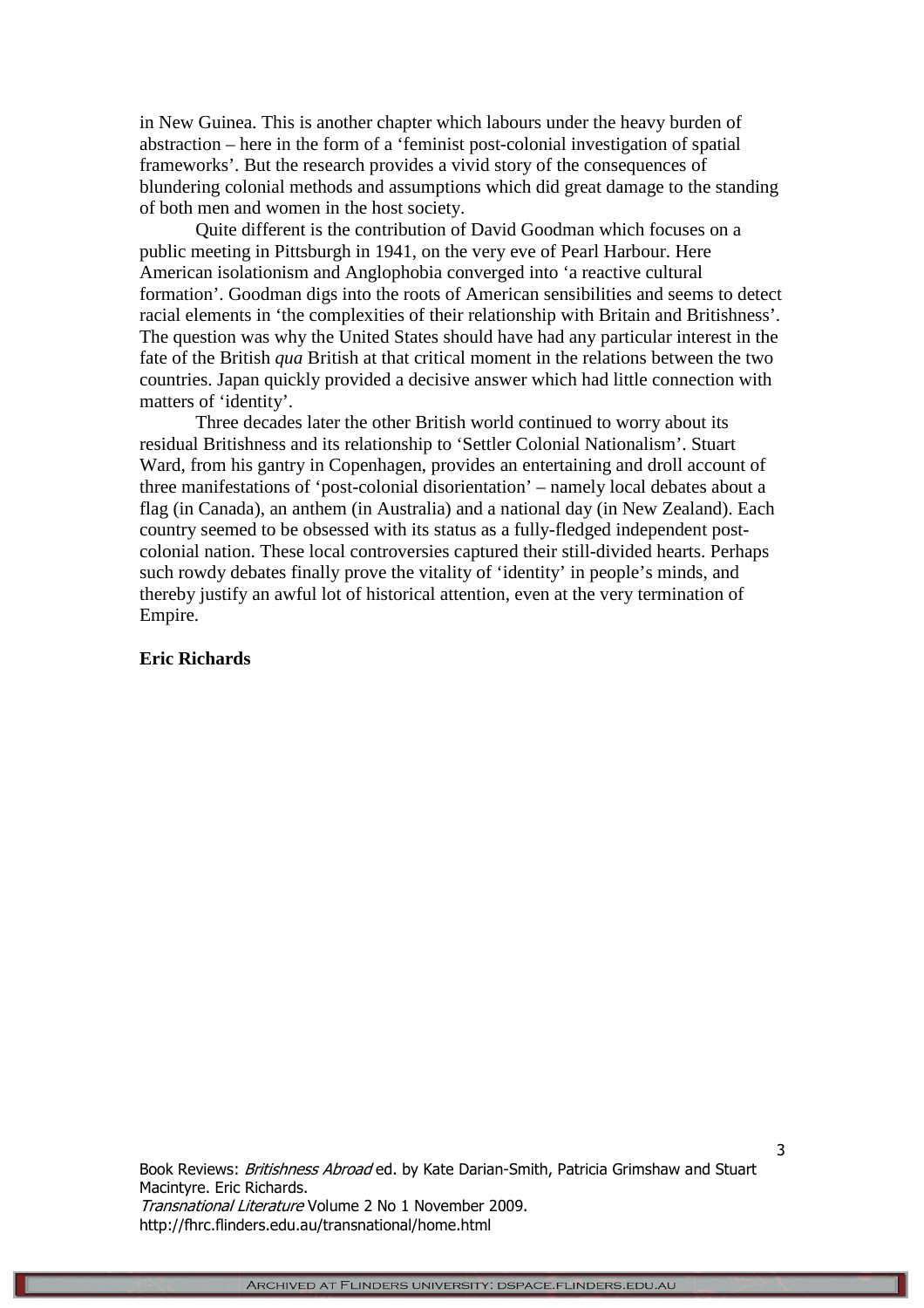in New Guinea. This is another chapter which labours under the heavy burden of abstraction – here in the form of a 'feminist post-colonial investigation of spatial frameworks'. But the research provides a vivid story of the consequences of blundering colonial methods and assumptions which did great damage to the standing of both men and women in the host society.

Quite different is the contribution of David Goodman which focuses on a public meeting in Pittsburgh in 1941, on the very eve of Pearl Harbour. Here American isolationism and Anglophobia converged into 'a reactive cultural formation'. Goodman digs into the roots of American sensibilities and seems to detect racial elements in 'the complexities of their relationship with Britain and Britishness'. The question was why the United States should have had any particular interest in the fate of the British *qua* British at that critical moment in the relations between the two countries. Japan quickly provided a decisive answer which had little connection with matters of 'identity'.

Three decades later the other British world continued to worry about its residual Britishness and its relationship to 'Settler Colonial Nationalism'. Stuart Ward, from his gantry in Copenhagen, provides an entertaining and droll account of three manifestations of 'post-colonial disorientation' – namely local debates about a flag (in Canada), an anthem (in Australia) and a national day (in New Zealand). Each country seemed to be obsessed with its status as a fully-fledged independent post-colonial nation. These local controversies captured their still-divided hearts. Perhaps such rowdy debates finally prove the vitality of 'identity' in people's minds, and thereby justify an awful lot of historical attention, even at the very termination of Empire.

**Eric Richards**